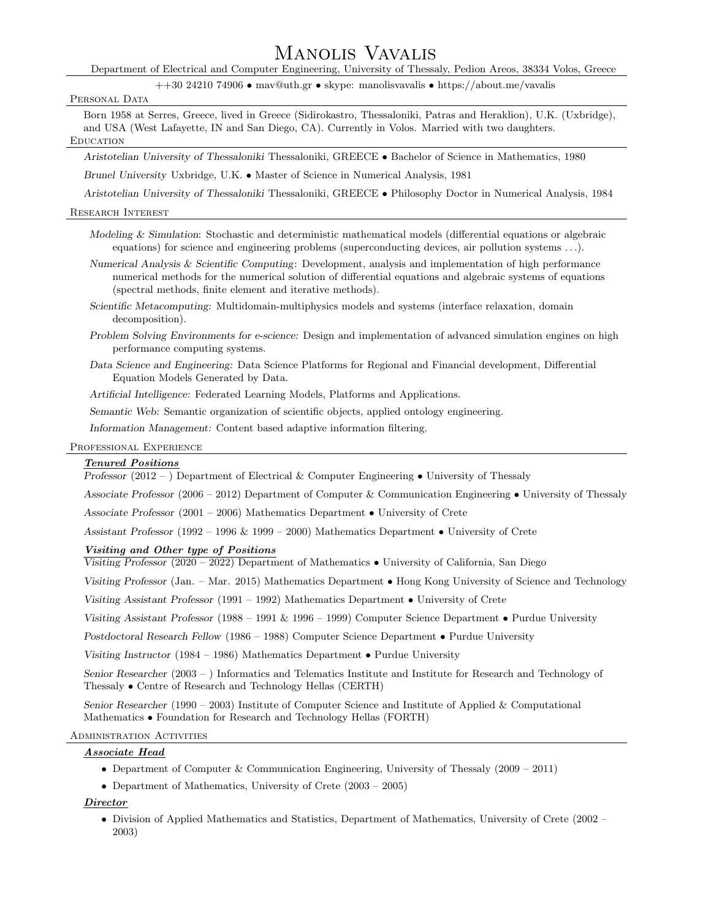# Manolis Vavalis

Department of Electrical and Computer Engineering, University of Thessaly, Pedion Areos, 38334 Volos, Greece

++30 24210 74906 • mav@uth.gr • skype: manolisvavalis • https://about.me/vavalis

## Personal Data

Born 1958 at Serres, Greece, lived in Greece (Sidirokastro, Thessaloniki, Patras and Heraklion), U.K. (Uxbridge), and USA (West Lafayette, IN and San Diego, CA). Currently in Volos. Married with two daughters.

## Education

*Aristotelian University of Thessaloniki* Thessaloniki, GREECE • Bachelor of Science in Mathematics, 1980

*Brunel University* Uxbridge, U.K. • Master of Science in Numerical Analysis, 1981

*Aristotelian University of Thessaloniki* Thessaloniki, GREECE • Philosophy Doctor in Numerical Analysis, 1984

## Research Interest

*Modeling & Simulation*: Stochastic and deterministic mathematical models (differential equations or algebraic equations) for science and engineering problems (superconducting devices, air pollution systems . . .).

*Numerical Analysis & Scientific Computing*: Development, analysis and implementation of high performance numerical methods for the numerical solution of differential equations and algebraic systems of equations (spectral methods, finite element and iterative methods).

*Scientific Metacomputing:* Multidomain-multiphysics models and systems (interface relaxation, domain decomposition).

*Problem Solving Environments for e-science:* Design and implementation of advanced simulation engines on high performance computing systems.

*Data Science and Engineering:* Data Science Platforms for Regional and Financial development, Differential Equation Models Generated by Data.

*Artificial Intelligence:* Federated Learning Models, Platforms and Applications.

*Semantic Web:* Semantic organization of scientific objects, applied ontology engineering.

*Information Management:* Content based adaptive information filtering.

## Professional Experience

### ***Tenured Positions***

*Professor* (2012 – ) Department of Electrical & Computer Engineering • University of Thessaly

*Associate Professor* (2006 – 2012) Department of Computer & Communication Engineering • University of Thessaly

*Associate Professor* (2001 – 2006) Mathematics Department • University of Crete

*Assistant Professor* (1992 – 1996 & 1999 – 2000) Mathematics Department • University of Crete

### ***Visiting and Other type of Positions***

*Visiting Professor* (2020 – 2022) Department of Mathematics • University of California, San Diego

*Visiting Professor* (Jan. – Mar. 2015) Mathematics Department • Hong Kong University of Science and Technology

*Visiting Assistant Professor* (1991 – 1992) Mathematics Department • University of Crete

*Visiting Assistant Professor* (1988 – 1991 & 1996 – 1999) Computer Science Department • Purdue University

*Postdoctoral Research Fellow* (1986 – 1988) Computer Science Department • Purdue University

*Visiting Instructor* (1984 – 1986) Mathematics Department • Purdue University

*Senior Researcher* (2003 – ) Informatics and Telematics Institute and Institute for Research and Technology of Thessaly • Centre of Research and Technology Hellas (CERTH)

*Senior Researcher* (1990 – 2003) Institute of Computer Science and Institute of Applied & Computational Mathematics • Foundation for Research and Technology Hellas (FORTH)

## Administration Activities

### ***Associate Head***

- Department of Computer & Communication Engineering, University of Thessaly (2009 – 2011)
- Department of Mathematics, University of Crete (2003 – 2005)

### ***Director***

- Division of Applied Mathematics and Statistics, Department of Mathematics, University of Crete (2002 – 2003)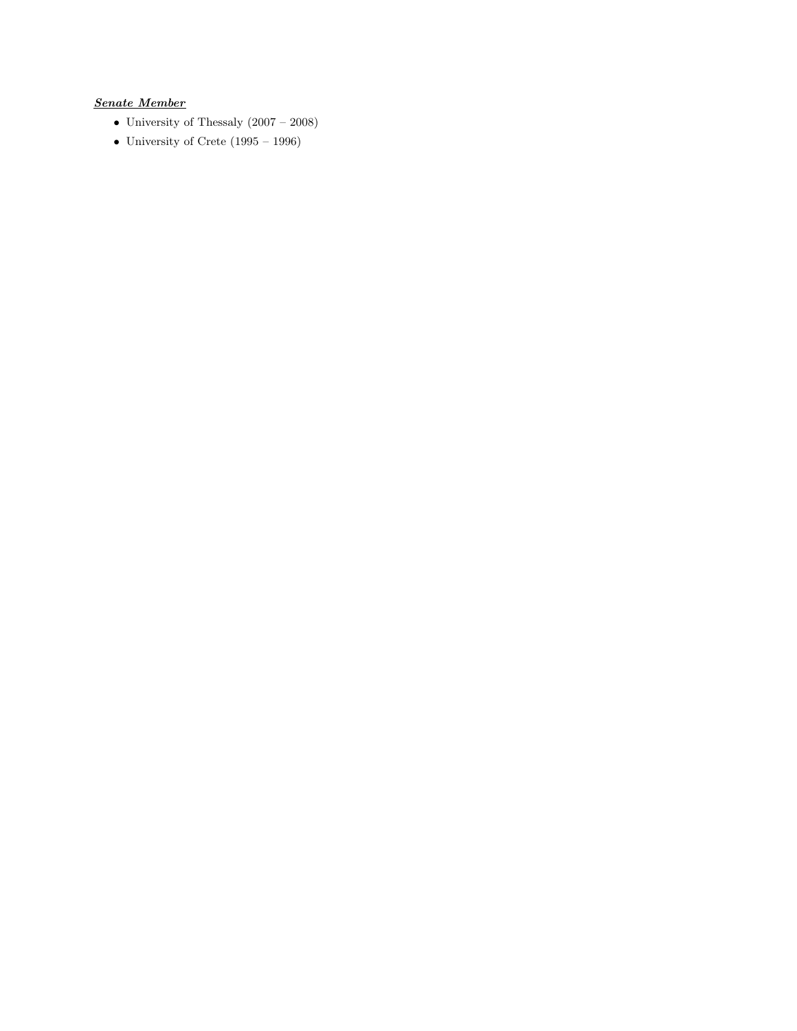***Senate Member***

- University of Thessaly (2007 – 2008)
- University of Crete (1995 – 1996)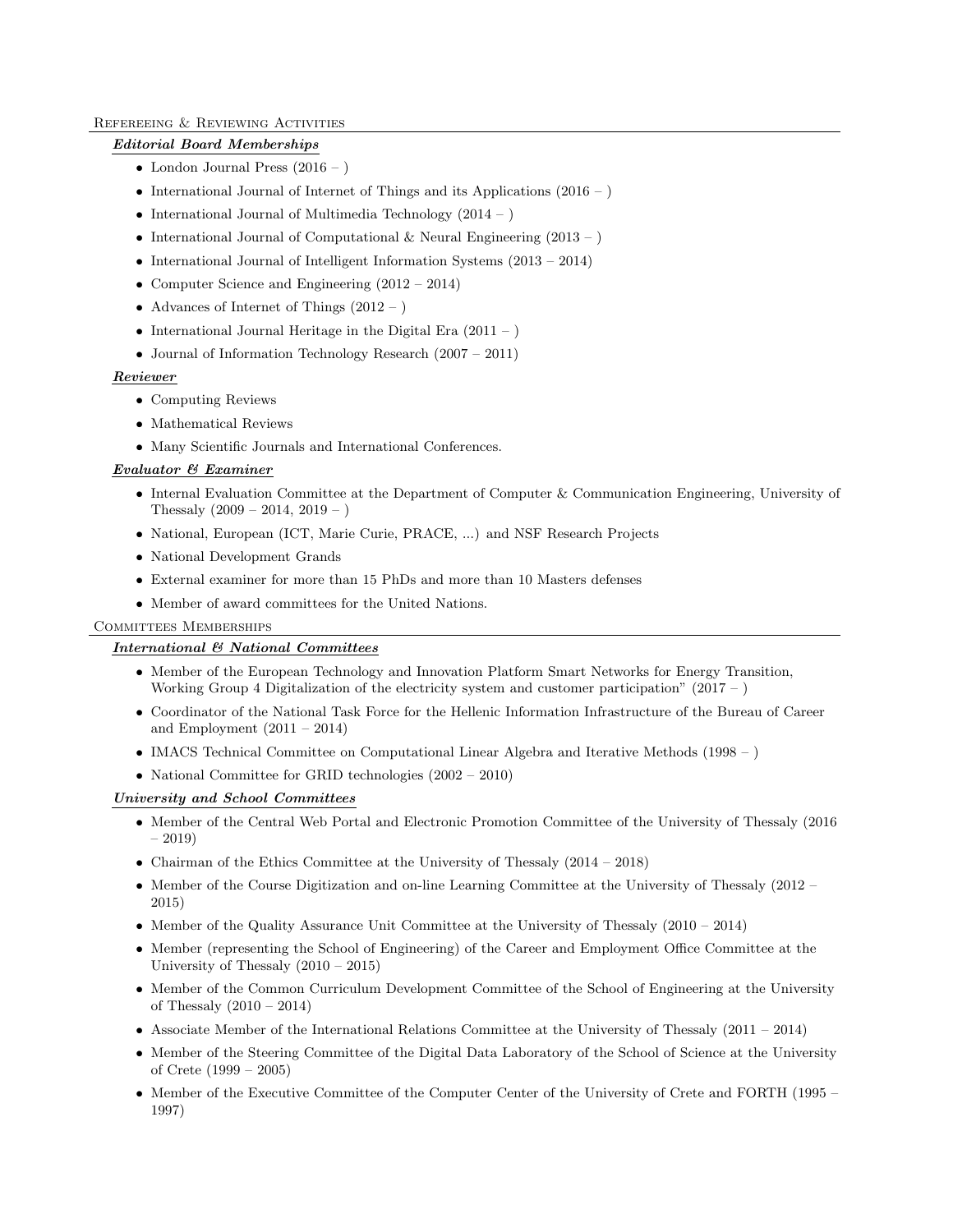## Refereeing & Reviewing Activities

***Editorial Board Memberships***

- London Journal Press (2016 – )
- International Journal of Internet of Things and its Applications (2016 – )
- International Journal of Multimedia Technology (2014 – )
- International Journal of Computational & Neural Engineering (2013 – )
- International Journal of Intelligent Information Systems (2013 – 2014)
- Computer Science and Engineering (2012 – 2014)
- Advances of Internet of Things (2012 – )
- International Journal Heritage in the Digital Era (2011 – )
- Journal of Information Technology Research (2007 – 2011)

***Reviewer***

- Computing Reviews
- Mathematical Reviews
- Many Scientific Journals and International Conferences.

***Evaluator & Examiner***

- Internal Evaluation Committee at the Department of Computer & Communication Engineering, University of Thessaly (2009 – 2014, 2019 – )
- National, European (ICT, Marie Curie, PRACE, ...) and NSF Research Projects
- National Development Grands
- External examiner for more than 15 PhDs and more than 10 Masters defenses
- Member of award committees for the United Nations.

## Committees Memberships

***International & National Committees***

- Member of the European Technology and Innovation Platform Smart Networks for Energy Transition, Working Group 4 Digitalization of the electricity system and customer participation" (2017 – )
- Coordinator of the National Task Force for the Hellenic Information Infrastructure of the Bureau of Career and Employment (2011 – 2014)
- IMACS Technical Committee on Computational Linear Algebra and Iterative Methods (1998 – )
- National Committee for GRID technologies (2002 – 2010)

***University and School Committees***

- Member of the Central Web Portal and Electronic Promotion Committee of the University of Thessaly (2016 – 2019)
- Chairman of the Ethics Committee at the University of Thessaly (2014 – 2018)
- Member of the Course Digitization and on-line Learning Committee at the University of Thessaly (2012 – 2015)
- Member of the Quality Assurance Unit Committee at the University of Thessaly (2010 – 2014)
- Member (representing the School of Engineering) of the Career and Employment Office Committee at the University of Thessaly (2010 – 2015)
- Member of the Common Curriculum Development Committee of the School of Engineering at the University of Thessaly (2010 – 2014)
- Associate Member of the International Relations Committee at the University of Thessaly (2011 – 2014)
- Member of the Steering Committee of the Digital Data Laboratory of the School of Science at the University of Crete (1999 – 2005)
- Member of the Executive Committee of the Computer Center of the University of Crete and FORTH (1995 – 1997)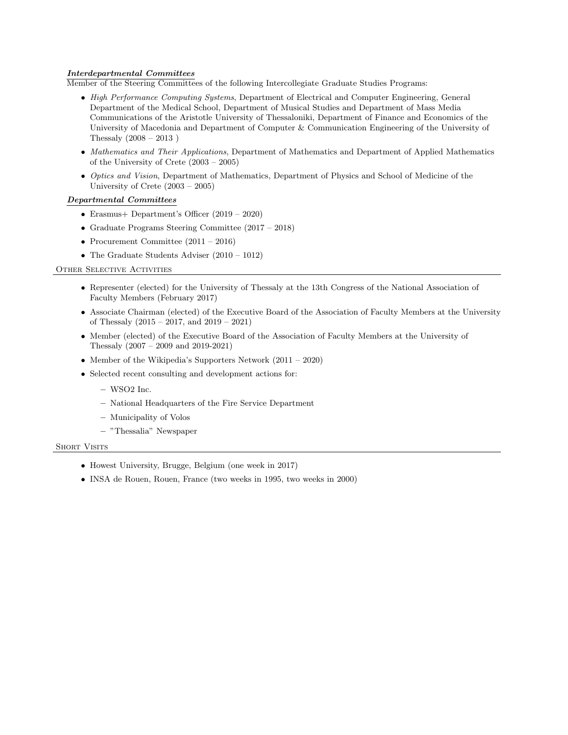***Interdepartmental Committees***

Member of the Steering Committees of the following Intercollegiate Graduate Studies Programs:

- *High Performance Computing Systems*, Department of Electrical and Computer Engineering, General Department of the Medical School, Department of Musical Studies and Department of Mass Media Communications of the Aristotle University of Thessaloniki, Department of Finance and Economics of the University of Macedonia and Department of Computer & Communication Engineering of the University of Thessaly (2008 – 2013 )
- *Mathematics and Their Applications*, Department of Mathematics and Department of Applied Mathematics of the University of Crete (2003 – 2005)
- *Optics and Vision*, Department of Mathematics, Department of Physics and School of Medicine of the University of Crete (2003 – 2005)

***Departmental Committees***

- Erasmus+ Department's Officer (2019 – 2020)
- Graduate Programs Steering Committee (2017 – 2018)
- Procurement Committee (2011 – 2016)
- The Graduate Students Adviser (2010 – 1012)

## Other Selective Activities

- Representer (elected) for the University of Thessaly at the 13th Congress of the National Association of Faculty Members (February 2017)
- Associate Chairman (elected) of the Executive Board of the Association of Faculty Members at the University of Thessaly (2015 – 2017, and 2019 – 2021)
- Member (elected) of the Executive Board of the Association of Faculty Members at the University of Thessaly (2007 – 2009 and 2019-2021)
- Member of the Wikipedia's Supporters Network (2011 – 2020)
- Selected recent consulting and development actions for:
  - WSO2 Inc.
  - National Headquarters of the Fire Service Department
  - Municipality of Volos
  - "Thessalia" Newspaper

## Short Visits

- Howest University, Brugge, Belgium (one week in 2017)
- INSA de Rouen, Rouen, France (two weeks in 1995, two weeks in 2000)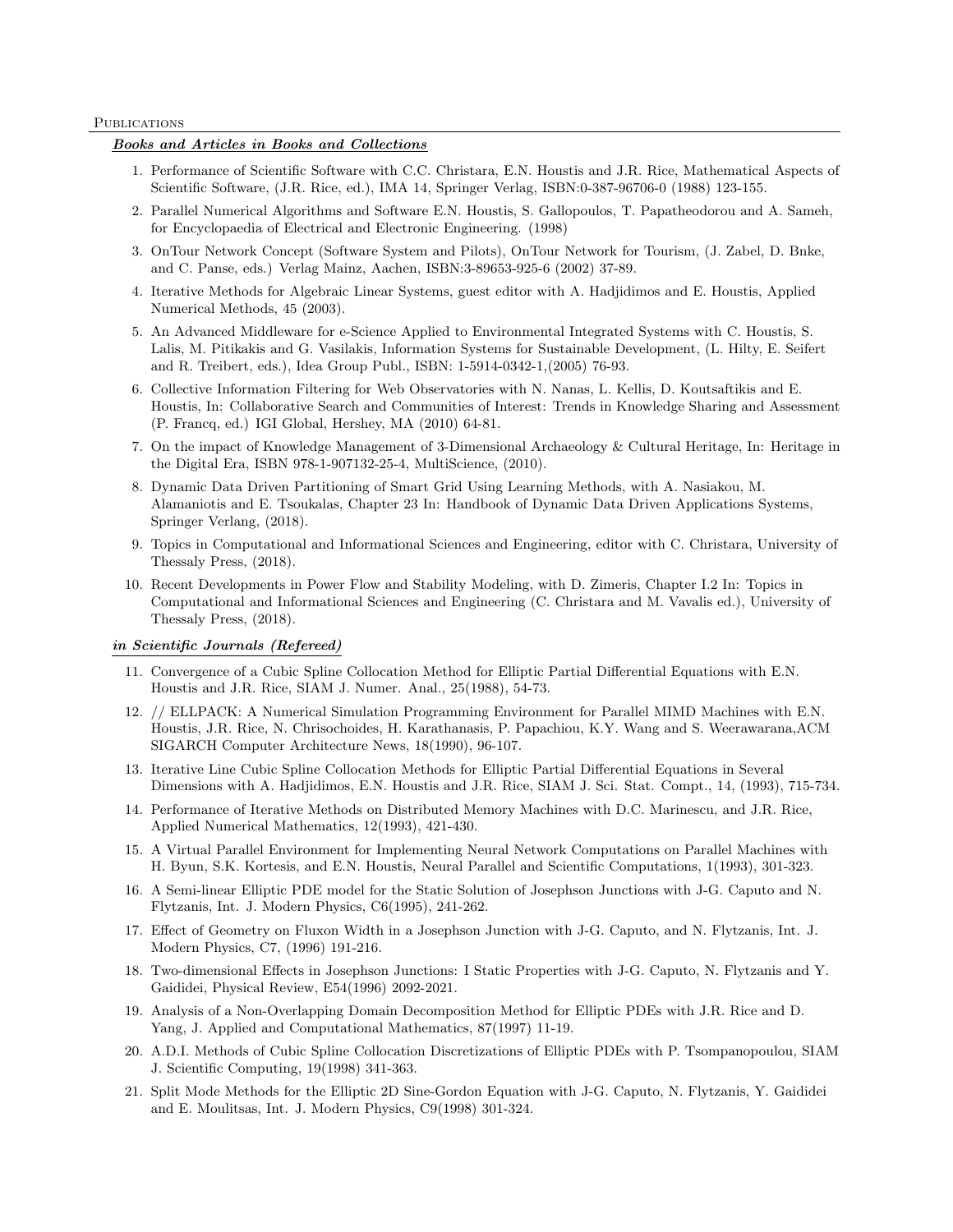## Publications

***Books and Articles in Books and Collections***

1. Performance of Scientific Software with C.C. Christara, E.N. Houstis and J.R. Rice, Mathematical Aspects of Scientific Software, (J.R. Rice, ed.), IMA 14, Springer Verlag, ISBN:0-387-96706-0 (1988) 123-155.
2. Parallel Numerical Algorithms and Software E.N. Houstis, S. Gallopoulos, T. Papatheodorou and A. Sameh, for Encyclopaedia of Electrical and Electronic Engineering. (1998)
3. OnTour Network Concept (Software System and Pilots), OnTour Network for Tourism, (J. Zabel, D. Bnke, and C. Panse, eds.) Verlag Mainz, Aachen, ISBN:3-89653-925-6 (2002) 37-89.
4. Iterative Methods for Algebraic Linear Systems, guest editor with A. Hadjidimos and E. Houstis, Applied Numerical Methods, 45 (2003).
5. An Advanced Middleware for e-Science Applied to Environmental Integrated Systems with C. Houstis, S. Lalis, M. Pitikakis and G. Vasilakis, Information Systems for Sustainable Development, (L. Hilty, E. Seifert and R. Treibert, eds.), Idea Group Publ., ISBN: 1-5914-0342-1,(2005) 76-93.
6. Collective Information Filtering for Web Observatories with N. Nanas, L. Kellis, D. Koutsaftikis and E. Houstis, In: Collaborative Search and Communities of Interest: Trends in Knowledge Sharing and Assessment (P. Francq, ed.) IGI Global, Hershey, MA (2010) 64-81.
7. On the impact of Knowledge Management of 3-Dimensional Archaeology & Cultural Heritage, In: Heritage in the Digital Era, ISBN 978-1-907132-25-4, MultiScience, (2010).
8. Dynamic Data Driven Partitioning of Smart Grid Using Learning Methods, with A. Nasiakou, M. Alamaniotis and E. Tsoukalas, Chapter 23 In: Handbook of Dynamic Data Driven Applications Systems, Springer Verlang, (2018).
9. Topics in Computational and Informational Sciences and Engineering, editor with C. Christara, University of Thessaly Press, (2018).
10. Recent Developments in Power Flow and Stability Modeling, with D. Zimeris, Chapter I.2 In: Topics in Computational and Informational Sciences and Engineering (C. Christara and M. Vavalis ed.), University of Thessaly Press, (2018).

***in Scientific Journals (Refereed)***

11. Convergence of a Cubic Spline Collocation Method for Elliptic Partial Differential Equations with E.N. Houstis and J.R. Rice, SIAM J. Numer. Anal., 25(1988), 54-73.
12. // ELLPACK: A Numerical Simulation Programming Environment for Parallel MIMD Machines with E.N. Houstis, J.R. Rice, N. Chrisochoides, H. Karathanasis, P. Papachiou, K.Y. Wang and S. Weerawarana,ACM SIGARCH Computer Architecture News, 18(1990), 96-107.
13. Iterative Line Cubic Spline Collocation Methods for Elliptic Partial Differential Equations in Several Dimensions with A. Hadjidimos, E.N. Houstis and J.R. Rice, SIAM J. Sci. Stat. Compt., 14, (1993), 715-734.
14. Performance of Iterative Methods on Distributed Memory Machines with D.C. Marinescu, and J.R. Rice, Applied Numerical Mathematics, 12(1993), 421-430.
15. A Virtual Parallel Environment for Implementing Neural Network Computations on Parallel Machines with H. Byun, S.K. Kortesis, and E.N. Houstis, Neural Parallel and Scientific Computations, 1(1993), 301-323.
16. A Semi-linear Elliptic PDE model for the Static Solution of Josephson Junctions with J-G. Caputo and N. Flytzanis, Int. J. Modern Physics, C6(1995), 241-262.
17. Effect of Geometry on Fluxon Width in a Josephson Junction with J-G. Caputo, and N. Flytzanis, Int. J. Modern Physics, C7, (1996) 191-216.
18. Two-dimensional Effects in Josephson Junctions: I Static Properties with J-G. Caputo, N. Flytzanis and Y. Gaididei, Physical Review, E54(1996) 2092-2021.
19. Analysis of a Non-Overlapping Domain Decomposition Method for Elliptic PDEs with J.R. Rice and D. Yang, J. Applied and Computational Mathematics, 87(1997) 11-19.
20. A.D.I. Methods of Cubic Spline Collocation Discretizations of Elliptic PDEs with P. Tsompanopoulou, SIAM J. Scientific Computing, 19(1998) 341-363.
21. Split Mode Methods for the Elliptic 2D Sine-Gordon Equation with J-G. Caputo, N. Flytzanis, Y. Gaididei and E. Moulitsas, Int. J. Modern Physics, C9(1998) 301-324.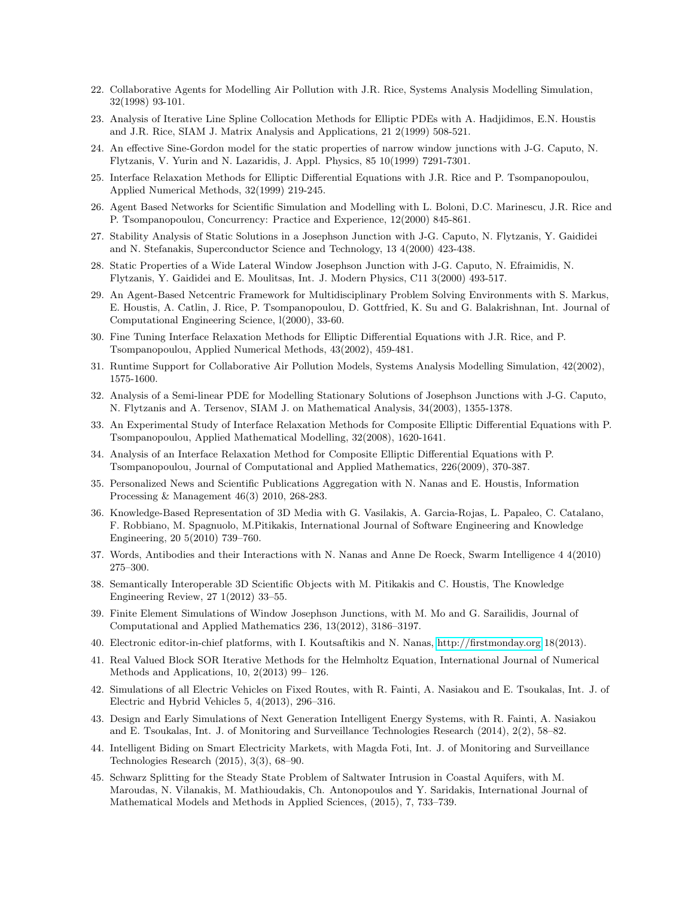22. Collaborative Agents for Modelling Air Pollution with J.R. Rice, Systems Analysis Modelling Simulation, 32(1998) 93-101.
23. Analysis of Iterative Line Spline Collocation Methods for Elliptic PDEs with A. Hadjidimos, E.N. Houstis and J.R. Rice, SIAM J. Matrix Analysis and Applications, 21 2(1999) 508-521.
24. An effective Sine-Gordon model for the static properties of narrow window junctions with J-G. Caputo, N. Flytzanis, V. Yurin and N. Lazaridis, J. Appl. Physics, 85 10(1999) 7291-7301.
25. Interface Relaxation Methods for Elliptic Differential Equations with J.R. Rice and P. Tsompanopoulou, Applied Numerical Methods, 32(1999) 219-245.
26. Agent Based Networks for Scientific Simulation and Modelling with L. Boloni, D.C. Marinescu, J.R. Rice and P. Tsompanopoulou, Concurrency: Practice and Experience, 12(2000) 845-861.
27. Stability Analysis of Static Solutions in a Josephson Junction with J-G. Caputo, N. Flytzanis, Y. Gaididei and N. Stefanakis, Superconductor Science and Technology, 13 4(2000) 423-438.
28. Static Properties of a Wide Lateral Window Josephson Junction with J-G. Caputo, N. Efraimidis, N. Flytzanis, Y. Gaididei and E. Moulitsas, Int. J. Modern Physics, C11 3(2000) 493-517.
29. An Agent-Based Netcentric Framework for Multidisciplinary Problem Solving Environments with S. Markus, E. Houstis, A. Catlin, J. Rice, P. Tsompanopoulou, D. Gottfried, K. Su and G. Balakrishnan, Int. Journal of Computational Engineering Science, l(2000), 33-60.
30. Fine Tuning Interface Relaxation Methods for Elliptic Differential Equations with J.R. Rice, and P. Tsompanopoulou, Applied Numerical Methods, 43(2002), 459-481.
31. Runtime Support for Collaborative Air Pollution Models, Systems Analysis Modelling Simulation, 42(2002), 1575-1600.
32. Analysis of a Semi-linear PDE for Modelling Stationary Solutions of Josephson Junctions with J-G. Caputo, N. Flytzanis and A. Tersenov, SIAM J. on Mathematical Analysis, 34(2003), 1355-1378.
33. An Experimental Study of Interface Relaxation Methods for Composite Elliptic Differential Equations with P. Tsompanopoulou, Applied Mathematical Modelling, 32(2008), 1620-1641.
34. Analysis of an Interface Relaxation Method for Composite Elliptic Differential Equations with P. Tsompanopoulou, Journal of Computational and Applied Mathematics, 226(2009), 370-387.
35. Personalized News and Scientific Publications Aggregation with N. Nanas and E. Houstis, Information Processing & Management 46(3) 2010, 268-283.
36. Knowledge-Based Representation of 3D Media with G. Vasilakis, A. Garcia-Rojas, L. Papaleo, C. Catalano, F. Robbiano, M. Spagnuolo, M.Pitikakis, International Journal of Software Engineering and Knowledge Engineering, 20 5(2010) 739–760.
37. Words, Antibodies and their Interactions with N. Nanas and Anne De Roeck, Swarm Intelligence 4 4(2010) 275–300.
38. Semantically Interoperable 3D Scientific Objects with M. Pitikakis and C. Houstis, The Knowledge Engineering Review, 27 1(2012) 33–55.
39. Finite Element Simulations of Window Josephson Junctions, with M. Mo and G. Sarailidis, Journal of Computational and Applied Mathematics 236, 13(2012), 3186–3197.
40. Electronic editor-in-chief platforms, with I. Koutsaftikis and N. Nanas, http://firstmonday.org 18(2013).
41. Real Valued Block SOR Iterative Methods for the Helmholtz Equation, International Journal of Numerical Methods and Applications, 10, 2(2013) 99– 126.
42. Simulations of all Electric Vehicles on Fixed Routes, with R. Fainti, A. Nasiakou and E. Tsoukalas, Int. J. of Electric and Hybrid Vehicles 5, 4(2013), 296–316.
43. Design and Early Simulations of Next Generation Intelligent Energy Systems, with R. Fainti, A. Nasiakou and E. Tsoukalas, Int. J. of Monitoring and Surveillance Technologies Research (2014), 2(2), 58–82.
44. Intelligent Biding on Smart Electricity Markets, with Magda Foti, Int. J. of Monitoring and Surveillance Technologies Research (2015), 3(3), 68–90.
45. Schwarz Splitting for the Steady State Problem of Saltwater Intrusion in Coastal Aquifers, with M. Maroudas, N. Vilanakis, M. Mathioudakis, Ch. Antonopoulos and Y. Saridakis, International Journal of Mathematical Models and Methods in Applied Sciences, (2015), 7, 733–739.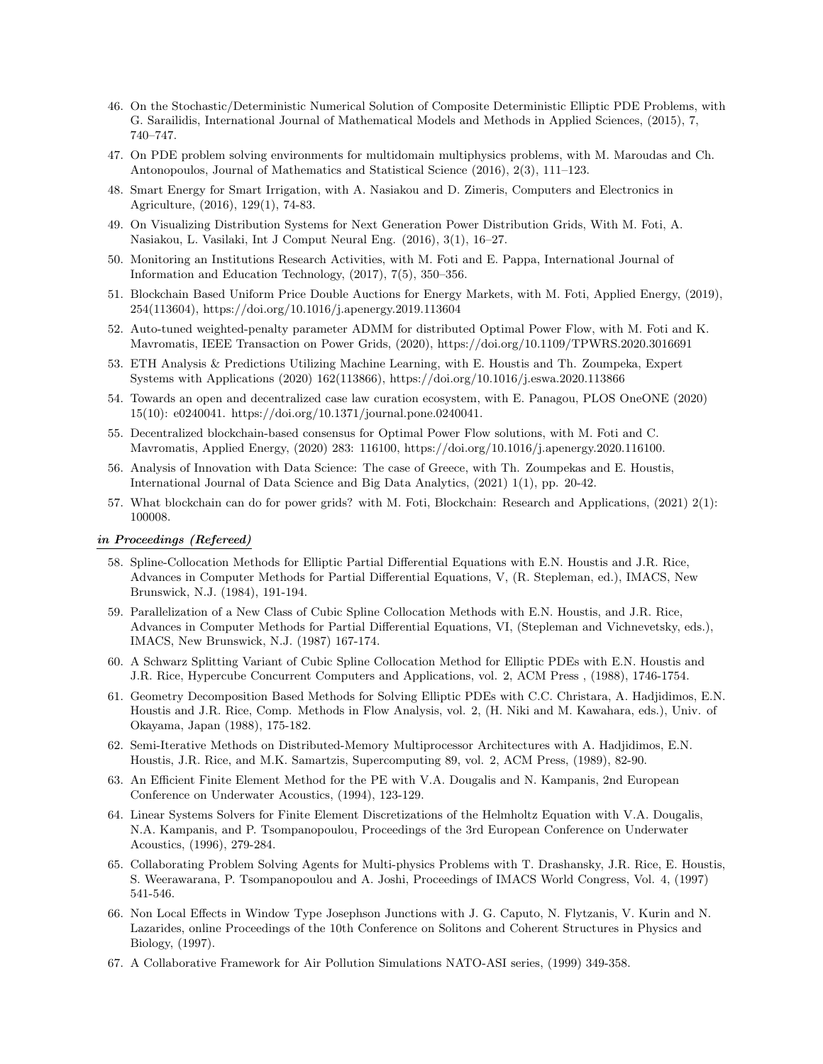46. On the Stochastic/Deterministic Numerical Solution of Composite Deterministic Elliptic PDE Problems, with G. Sarailidis, International Journal of Mathematical Models and Methods in Applied Sciences, (2015), 7, 740–747.
47. On PDE problem solving environments for multidomain multiphysics problems, with M. Maroudas and Ch. Antonopoulos, Journal of Mathematics and Statistical Science (2016), 2(3), 111–123.
48. Smart Energy for Smart Irrigation, with A. Nasiakou and D. Zimeris, Computers and Electronics in Agriculture, (2016), 129(1), 74-83.
49. On Visualizing Distribution Systems for Next Generation Power Distribution Grids, With M. Foti, A. Nasiakou, L. Vasilaki, Int J Comput Neural Eng. (2016), 3(1), 16–27.
50. Monitoring an Institutions Research Activities, with M. Foti and E. Pappa, International Journal of Information and Education Technology, (2017), 7(5), 350–356.
51. Blockchain Based Uniform Price Double Auctions for Energy Markets, with M. Foti, Applied Energy, (2019), 254(113604), https://doi.org/10.1016/j.apenergy.2019.113604
52. Auto-tuned weighted-penalty parameter ADMM for distributed Optimal Power Flow, with M. Foti and K. Mavromatis, IEEE Transaction on Power Grids, (2020), https://doi.org/10.1109/TPWRS.2020.3016691
53. ETH Analysis & Predictions Utilizing Machine Learning, with E. Houstis and Th. Zoumpeka, Expert Systems with Applications (2020) 162(113866), https://doi.org/10.1016/j.eswa.2020.113866
54. Towards an open and decentralized case law curation ecosystem, with E. Panagou, PLOS OneONE (2020) 15(10): e0240041. https://doi.org/10.1371/journal.pone.0240041.
55. Decentralized blockchain-based consensus for Optimal Power Flow solutions, with M. Foti and C. Mavromatis, Applied Energy, (2020) 283: 116100, https://doi.org/10.1016/j.apenergy.2020.116100.
56. Analysis of Innovation with Data Science: The case of Greece, with Th. Zoumpekas and E. Houstis, International Journal of Data Science and Big Data Analytics, (2021) 1(1), pp. 20-42.
57. What blockchain can do for power grids? with M. Foti, Blockchain: Research and Applications, (2021) 2(1): 100008.

***in Proceedings (Refereed)***

58. Spline-Collocation Methods for Elliptic Partial Differential Equations with E.N. Houstis and J.R. Rice, Advances in Computer Methods for Partial Differential Equations, V, (R. Stepleman, ed.), IMACS, New Brunswick, N.J. (1984), 191-194.
59. Parallelization of a New Class of Cubic Spline Collocation Methods with E.N. Houstis, and J.R. Rice, Advances in Computer Methods for Partial Differential Equations, VI, (Stepleman and Vichnevetsky, eds.), IMACS, New Brunswick, N.J. (1987) 167-174.
60. A Schwarz Splitting Variant of Cubic Spline Collocation Method for Elliptic PDEs with E.N. Houstis and J.R. Rice, Hypercube Concurrent Computers and Applications, vol. 2, ACM Press , (1988), 1746-1754.
61. Geometry Decomposition Based Methods for Solving Elliptic PDEs with C.C. Christara, A. Hadjidimos, E.N. Houstis and J.R. Rice, Comp. Methods in Flow Analysis, vol. 2, (H. Niki and M. Kawahara, eds.), Univ. of Okayama, Japan (1988), 175-182.
62. Semi-Iterative Methods on Distributed-Memory Multiprocessor Architectures with A. Hadjidimos, E.N. Houstis, J.R. Rice, and M.K. Samartzis, Supercomputing 89, vol. 2, ACM Press, (1989), 82-90.
63. An Efficient Finite Element Method for the PE with V.A. Dougalis and N. Kampanis, 2nd European Conference on Underwater Acoustics, (1994), 123-129.
64. Linear Systems Solvers for Finite Element Discretizations of the Helmholtz Equation with V.A. Dougalis, N.A. Kampanis, and P. Tsompanopoulou, Proceedings of the 3rd European Conference on Underwater Acoustics, (1996), 279-284.
65. Collaborating Problem Solving Agents for Multi-physics Problems with T. Drashansky, J.R. Rice, E. Houstis, S. Weerawarana, P. Tsompanopoulou and A. Joshi, Proceedings of IMACS World Congress, Vol. 4, (1997) 541-546.
66. Non Local Effects in Window Type Josephson Junctions with J. G. Caputo, N. Flytzanis, V. Kurin and N. Lazarides, online Proceedings of the 10th Conference on Solitons and Coherent Structures in Physics and Biology, (1997).
67. A Collaborative Framework for Air Pollution Simulations NATO-ASI series, (1999) 349-358.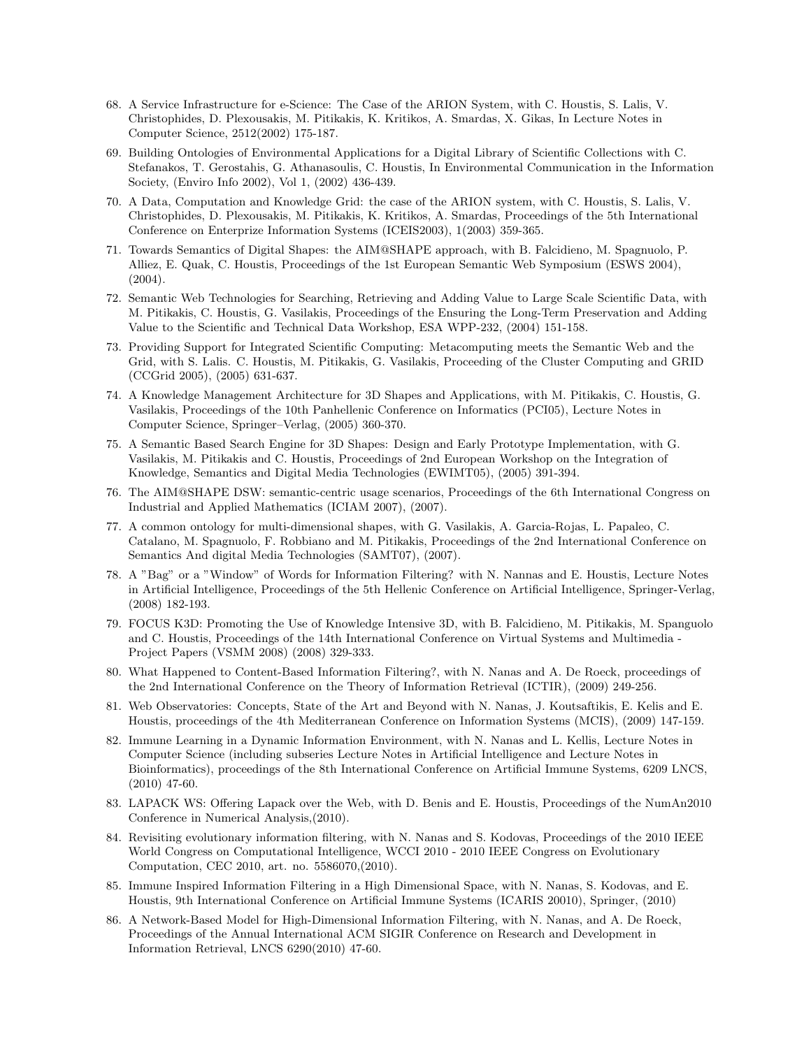68. A Service Infrastructure for e-Science: The Case of the ARION System, with C. Houstis, S. Lalis, V. Christophides, D. Plexousakis, M. Pitikakis, K. Kritikos, A. Smardas, X. Gikas, In Lecture Notes in Computer Science, 2512(2002) 175-187.

69. Building Ontologies of Environmental Applications for a Digital Library of Scientific Collections with C. Stefanakos, T. Gerostahis, G. Athanasoulis, C. Houstis, In Environmental Communication in the Information Society, (Enviro Info 2002), Vol 1, (2002) 436-439.

70. A Data, Computation and Knowledge Grid: the case of the ARION system, with C. Houstis, S. Lalis, V. Christophides, D. Plexousakis, M. Pitikakis, K. Kritikos, A. Smardas, Proceedings of the 5th International Conference on Enterprize Information Systems (ICEIS2003), 1(2003) 359-365.

71. Towards Semantics of Digital Shapes: the AIM@SHAPE approach, with B. Falcidieno, M. Spagnuolo, P. Alliez, E. Quak, C. Houstis, Proceedings of the 1st European Semantic Web Symposium (ESWS 2004), (2004).

72. Semantic Web Technologies for Searching, Retrieving and Adding Value to Large Scale Scientific Data, with M. Pitikakis, C. Houstis, G. Vasilakis, Proceedings of the Ensuring the Long-Term Preservation and Adding Value to the Scientific and Technical Data Workshop, ESA WPP-232, (2004) 151-158.

73. Providing Support for Integrated Scientific Computing: Metacomputing meets the Semantic Web and the Grid, with S. Lalis. C. Houstis, M. Pitikakis, G. Vasilakis, Proceeding of the Cluster Computing and GRID (CCGrid 2005), (2005) 631-637.

74. A Knowledge Management Architecture for 3D Shapes and Applications, with M. Pitikakis, C. Houstis, G. Vasilakis, Proceedings of the 10th Panhellenic Conference on Informatics (PCI05), Lecture Notes in Computer Science, Springer–Verlag, (2005) 360-370.

75. A Semantic Based Search Engine for 3D Shapes: Design and Early Prototype Implementation, with G. Vasilakis, M. Pitikakis and C. Houstis, Proceedings of 2nd European Workshop on the Integration of Knowledge, Semantics and Digital Media Technologies (EWIMT05), (2005) 391-394.

76. The AIM@SHAPE DSW: semantic-centric usage scenarios, Proceedings of the 6th International Congress on Industrial and Applied Mathematics (ICIAM 2007), (2007).

77. A common ontology for multi-dimensional shapes, with G. Vasilakis, A. Garcia-Rojas, L. Papaleo, C. Catalano, M. Spagnuolo, F. Robbiano and M. Pitikakis, Proceedings of the 2nd International Conference on Semantics And digital Media Technologies (SAMT07), (2007).

78. A "Bag" or a "Window" of Words for Information Filtering? with N. Nannas and E. Houstis, Lecture Notes in Artificial Intelligence, Proceedings of the 5th Hellenic Conference on Artificial Intelligence, Springer-Verlag, (2008) 182-193.

79. FOCUS K3D: Promoting the Use of Knowledge Intensive 3D, with B. Falcidieno, M. Pitikakis, M. Spanguolo and C. Houstis, Proceedings of the 14th International Conference on Virtual Systems and Multimedia - Project Papers (VSMM 2008) (2008) 329-333.

80. What Happened to Content-Based Information Filtering?, with N. Nanas and A. De Roeck, proceedings of the 2nd International Conference on the Theory of Information Retrieval (ICTIR), (2009) 249-256.

81. Web Observatories: Concepts, State of the Art and Beyond with N. Nanas, J. Koutsaftikis, E. Kelis and E. Houstis, proceedings of the 4th Mediterranean Conference on Information Systems (MCIS), (2009) 147-159.

82. Immune Learning in a Dynamic Information Environment, with N. Nanas and L. Kellis, Lecture Notes in Computer Science (including subseries Lecture Notes in Artificial Intelligence and Lecture Notes in Bioinformatics), proceedings of the 8th International Conference on Artificial Immune Systems, 6209 LNCS, (2010) 47-60.

83. LAPACK WS: Offering Lapack over the Web, with D. Benis and E. Houstis, Proceedings of the NumAn2010 Conference in Numerical Analysis,(2010).

84. Revisiting evolutionary information filtering, with N. Nanas and S. Kodovas, Proceedings of the 2010 IEEE World Congress on Computational Intelligence, WCCI 2010 - 2010 IEEE Congress on Evolutionary Computation, CEC 2010, art. no. 5586070,(2010).

85. Immune Inspired Information Filtering in a High Dimensional Space, with N. Nanas, S. Kodovas, and E. Houstis, 9th International Conference on Artificial Immune Systems (ICARIS 20010), Springer, (2010)

86. A Network-Based Model for High-Dimensional Information Filtering, with N. Nanas, and A. De Roeck, Proceedings of the Annual International ACM SIGIR Conference on Research and Development in Information Retrieval, LNCS 6290(2010) 47-60.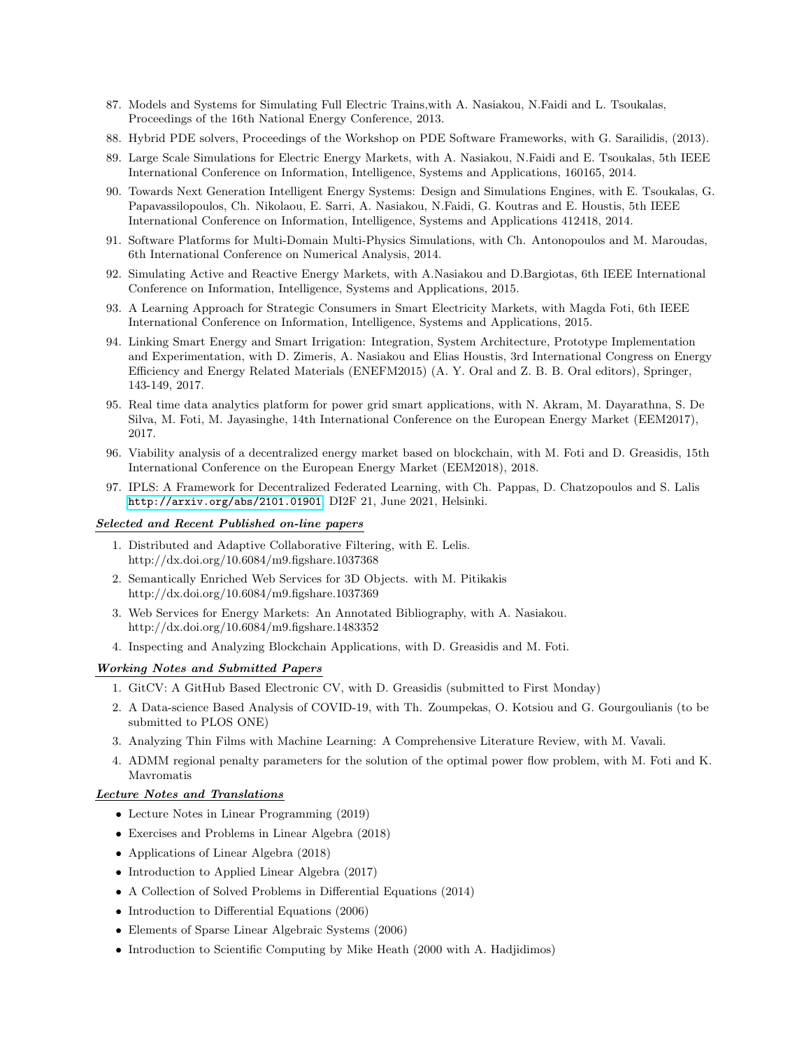87. Models and Systems for Simulating Full Electric Trains,with A. Nasiakou, N.Faidi and L. Tsoukalas, Proceedings of the 16th National Energy Conference, 2013.
88. Hybrid PDE solvers, Proceedings of the Workshop on PDE Software Frameworks, with G. Sarailidis, (2013).
89. Large Scale Simulations for Electric Energy Markets, with A. Nasiakou, N.Faidi and E. Tsoukalas, 5th IEEE International Conference on Information, Intelligence, Systems and Applications, 160165, 2014.
90. Towards Next Generation Intelligent Energy Systems: Design and Simulations Engines, with E. Tsoukalas, G. Papavassilopoulos, Ch. Nikolaou, E. Sarri, A. Nasiakou, N.Faidi, G. Koutras and E. Houstis, 5th IEEE International Conference on Information, Intelligence, Systems and Applications 412418, 2014.
91. Software Platforms for Multi-Domain Multi-Physics Simulations, with Ch. Antonopoulos and M. Maroudas, 6th International Conference on Numerical Analysis, 2014.
92. Simulating Active and Reactive Energy Markets, with A.Nasiakou and D.Bargiotas, 6th IEEE International Conference on Information, Intelligence, Systems and Applications, 2015.
93. A Learning Approach for Strategic Consumers in Smart Electricity Markets, with Magda Foti, 6th IEEE International Conference on Information, Intelligence, Systems and Applications, 2015.
94. Linking Smart Energy and Smart Irrigation: Integration, System Architecture, Prototype Implementation and Experimentation, with D. Zimeris, A. Nasiakou and Elias Houstis, 3rd International Congress on Energy Efficiency and Energy Related Materials (ENEFM2015) (A. Y. Oral and Z. B. B. Oral editors), Springer, 143-149, 2017.
95. Real time data analytics platform for power grid smart applications, with N. Akram, M. Dayarathna, S. De Silva, M. Foti, M. Jayasinghe, 14th International Conference on the European Energy Market (EEM2017), 2017.
96. Viability analysis of a decentralized energy market based on blockchain, with M. Foti and D. Greasidis, 15th International Conference on the European Energy Market (EEM2018), 2018.
97. IPLS: A Framework for Decentralized Federated Learning, with Ch. Pappas, D. Chatzopoulos and S. Lalis http://arxiv.org/abs/2101.01901, DI2F 21, June 2021, Helsinki.

***Selected and Recent Published on-line papers***

1. Distributed and Adaptive Collaborative Filtering, with E. Lelis. http://dx.doi.org/10.6084/m9.figshare.1037368
2. Semantically Enriched Web Services for 3D Objects. with M. Pitikakis http://dx.doi.org/10.6084/m9.figshare.1037369
3. Web Services for Energy Markets: An Annotated Bibliography, with A. Nasiakou. http://dx.doi.org/10.6084/m9.figshare.1483352
4. Inspecting and Analyzing Blockchain Applications, with D. Greasidis and M. Foti.

***Working Notes and Submitted Papers***

1. GitCV: A GitHub Based Electronic CV, with D. Greasidis (submitted to First Monday)
2. A Data-science Based Analysis of COVID-19, with Th. Zoumpekas, O. Kotsiou and G. Gourgoulianis (to be submitted to PLOS ONE)
3. Analyzing Thin Films with Machine Learning: A Comprehensive Literature Review, with M. Vavali.
4. ADMM regional penalty parameters for the solution of the optimal power flow problem, with M. Foti and K. Mavromatis

***Lecture Notes and Translations***

- Lecture Notes in Linear Programming (2019)
- Exercises and Problems in Linear Algebra (2018)
- Applications of Linear Algebra (2018)
- Introduction to Applied Linear Algebra (2017)
- A Collection of Solved Problems in Differential Equations (2014)
- Introduction to Differential Equations (2006)
- Elements of Sparse Linear Algebraic Systems (2006)
- Introduction to Scientific Computing by Mike Heath (2000 with A. Hadjidimos)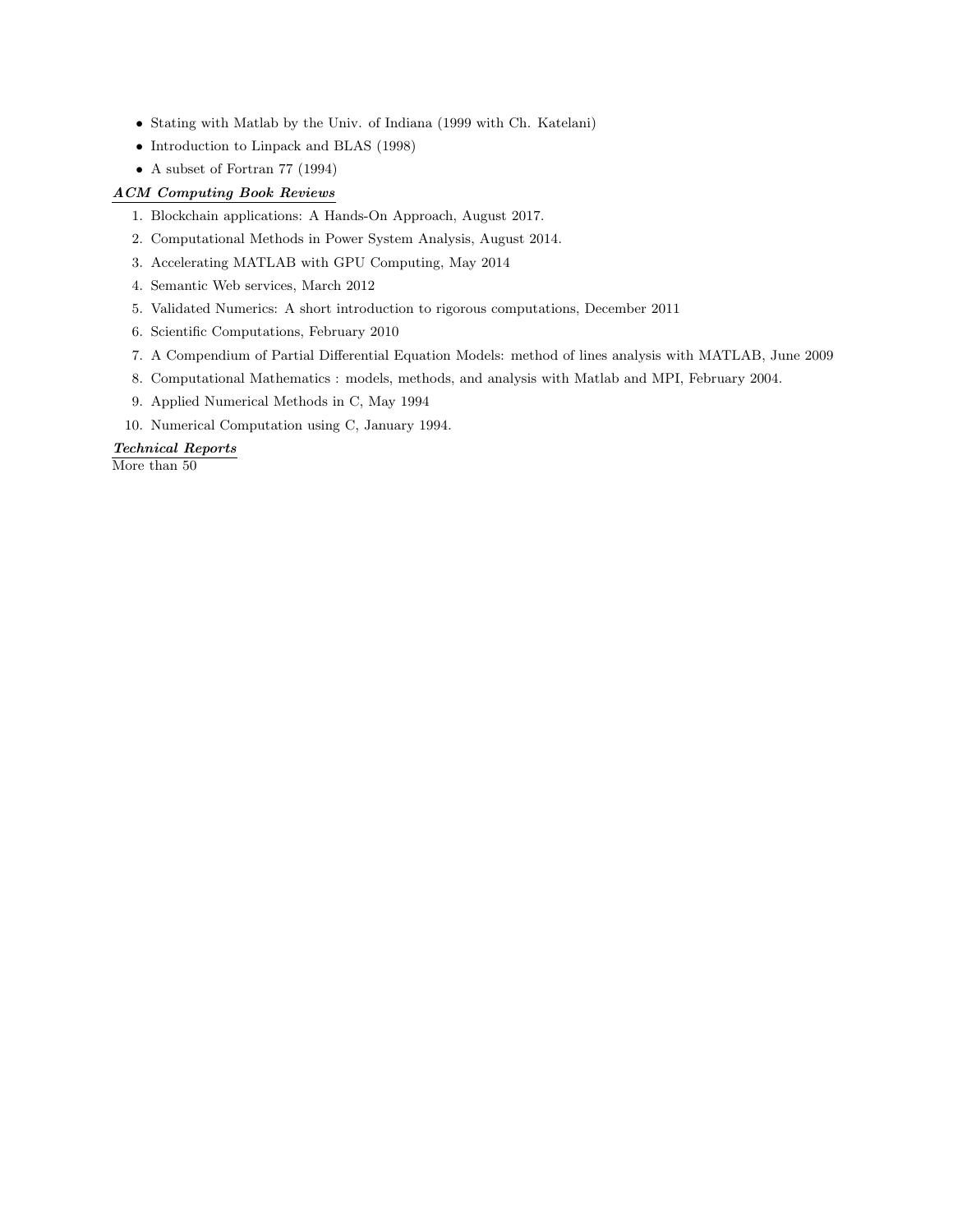- Stating with Matlab by the Univ. of Indiana (1999 with Ch. Katelani)
- Introduction to Linpack and BLAS (1998)
- A subset of Fortran 77 (1994)

***ACM Computing Book Reviews***

1. Blockchain applications: A Hands-On Approach, August 2017.
2. Computational Methods in Power System Analysis, August 2014.
3. Accelerating MATLAB with GPU Computing, May 2014
4. Semantic Web services, March 2012
5. Validated Numerics: A short introduction to rigorous computations, December 2011
6. Scientific Computations, February 2010
7. A Compendium of Partial Differential Equation Models: method of lines analysis with MATLAB, June 2009
8. Computational Mathematics : models, methods, and analysis with Matlab and MPI, February 2004.
9. Applied Numerical Methods in C, May 1994
10. Numerical Computation using C, January 1994.

***Technical Reports***

More than 50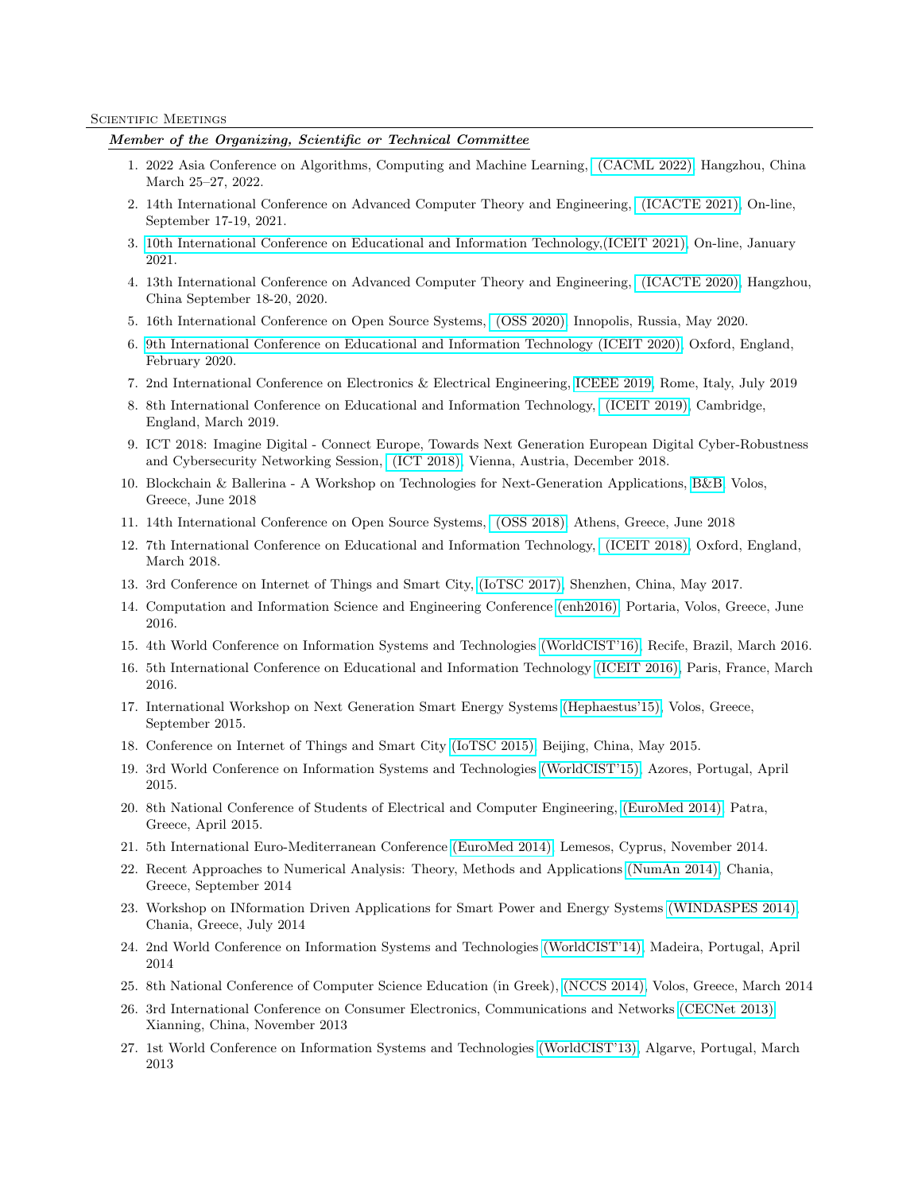## Scientific Meetings

***Member of the Organizing, Scientific or Technical Committee***

1. 2022 Asia Conference on Algorithms, Computing and Machine Learning, (CACML 2022), Hangzhou, China March 25–27, 2022.
2. 14th International Conference on Advanced Computer Theory and Engineering, (ICACTE 2021), On-line, September 17-19, 2021.
3. 10th International Conference on Educational and Information Technology,(ICEIT 2021), On-line, January 2021.
4. 13th International Conference on Advanced Computer Theory and Engineering, (ICACTE 2020), Hangzhou, China September 18-20, 2020.
5. 16th International Conference on Open Source Systems, (OSS 2020), Innopolis, Russia, May 2020.
6. 9th International Conference on Educational and Information Technology (ICEIT 2020), Oxford, England, February 2020.
7. 2nd International Conference on Electronics & Electrical Engineering, ICEEE 2019, Rome, Italy, July 2019
8. 8th International Conference on Educational and Information Technology, (ICEIT 2019), Cambridge, England, March 2019.
9. ICT 2018: Imagine Digital - Connect Europe, Towards Next Generation European Digital Cyber-Robustness and Cybersecurity Networking Session, (ICT 2018), Vienna, Austria, December 2018.
10. Blockchain & Ballerina - A Workshop on Technologies for Next-Generation Applications, B&B, Volos, Greece, June 2018
11. 14th International Conference on Open Source Systems, (OSS 2018), Athens, Greece, June 2018
12. 7th International Conference on Educational and Information Technology, (ICEIT 2018), Oxford, England, March 2018.
13. 3rd Conference on Internet of Things and Smart City, (IoTSC 2017), Shenzhen, China, May 2017.
14. Computation and Information Science and Engineering Conference (enh2016), Portaria, Volos, Greece, June 2016.
15. 4th World Conference on Information Systems and Technologies (WorldCIST'16), Recife, Brazil, March 2016.
16. 5th International Conference on Educational and Information Technology (ICEIT 2016), Paris, France, March 2016.
17. International Workshop on Next Generation Smart Energy Systems (Hephaestus'15), Volos, Greece, September 2015.
18. Conference on Internet of Things and Smart City (IoTSC 2015), Beijing, China, May 2015.
19. 3rd World Conference on Information Systems and Technologies (WorldCIST'15), Azores, Portugal, April 2015.
20. 8th National Conference of Students of Electrical and Computer Engineering, (EuroMed 2014), Patra, Greece, April 2015.
21. 5th International Euro-Mediterranean Conference (EuroMed 2014), Lemesos, Cyprus, November 2014.
22. Recent Approaches to Numerical Analysis: Theory, Methods and Applications (NumAn 2014), Chania, Greece, September 2014
23. Workshop on INformation Driven Applications for Smart Power and Energy Systems (WINDASPES 2014), Chania, Greece, July 2014
24. 2nd World Conference on Information Systems and Technologies (WorldCIST'14), Madeira, Portugal, April 2014
25. 8th National Conference of Computer Science Education (in Greek), (NCCS 2014), Volos, Greece, March 2014
26. 3rd International Conference on Consumer Electronics, Communications and Networks (CECNet 2013), Xianning, China, November 2013
27. 1st World Conference on Information Systems and Technologies (WorldCIST'13), Algarve, Portugal, March 2013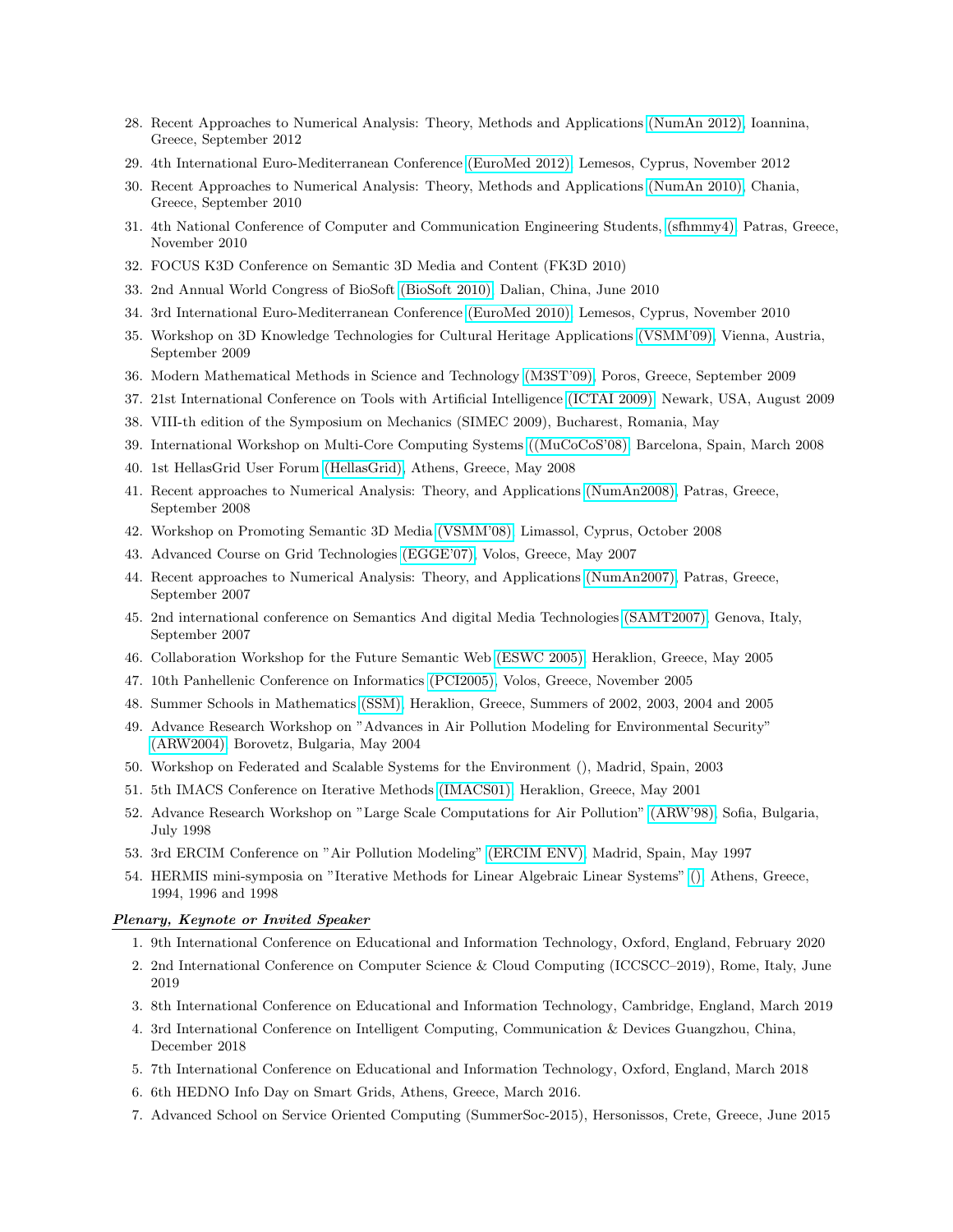28. Recent Approaches to Numerical Analysis: Theory, Methods and Applications (NumAn 2012), Ioannina, Greece, September 2012
29. 4th International Euro-Mediterranean Conference (EuroMed 2012), Lemesos, Cyprus, November 2012
30. Recent Approaches to Numerical Analysis: Theory, Methods and Applications (NumAn 2010), Chania, Greece, September 2010
31. 4th National Conference of Computer and Communication Engineering Students, (sfhmmy4), Patras, Greece, November 2010
32. FOCUS K3D Conference on Semantic 3D Media and Content (FK3D 2010)
33. 2nd Annual World Congress of BioSoft (BioSoft 2010), Dalian, China, June 2010
34. 3rd International Euro-Mediterranean Conference (EuroMed 2010), Lemesos, Cyprus, November 2010
35. Workshop on 3D Knowledge Technologies for Cultural Heritage Applications (VSMM'09), Vienna, Austria, September 2009
36. Modern Mathematical Methods in Science and Technology (M3ST'09), Poros, Greece, September 2009
37. 21st International Conference on Tools with Artificial Intelligence (ICTAI 2009), Newark, USA, August 2009
38. VIII-th edition of the Symposium on Mechanics (SIMEC 2009), Bucharest, Romania, May
39. International Workshop on Multi-Core Computing Systems ((MuCoCoS'08), Barcelona, Spain, March 2008
40. 1st HellasGrid User Forum (HellasGrid), Athens, Greece, May 2008
41. Recent approaches to Numerical Analysis: Theory, and Applications (NumAn2008), Patras, Greece, September 2008
42. Workshop on Promoting Semantic 3D Media (VSMM'08), Limassol, Cyprus, October 2008
43. Advanced Course on Grid Technologies (EGGE'07), Volos, Greece, May 2007
44. Recent approaches to Numerical Analysis: Theory, and Applications (NumAn2007), Patras, Greece, September 2007
45. 2nd international conference on Semantics And digital Media Technologies (SAMT2007), Genova, Italy, September 2007
46. Collaboration Workshop for the Future Semantic Web (ESWC 2005), Heraklion, Greece, May 2005
47. 10th Panhellenic Conference on Informatics (PCI2005), Volos, Greece, November 2005
48. Summer Schools in Mathematics (SSM), Heraklion, Greece, Summers of 2002, 2003, 2004 and 2005
49. Advance Research Workshop on "Advances in Air Pollution Modeling for Environmental Security" (ARW2004), Borovetz, Bulgaria, May 2004
50. Workshop on Federated and Scalable Systems for the Environment (), Madrid, Spain, 2003
51. 5th IMACS Conference on Iterative Methods (IMACS01), Heraklion, Greece, May 2001
52. Advance Research Workshop on "Large Scale Computations for Air Pollution" (ARW'98), Sofia, Bulgaria, July 1998
53. 3rd ERCIM Conference on "Air Pollution Modeling" (ERCIM ENV), Madrid, Spain, May 1997
54. HERMIS mini-symposia on "Iterative Methods for Linear Algebraic Linear Systems" (), Athens, Greece, 1994, 1996 and 1998

***Plenary, Keynote or Invited Speaker***

1. 9th International Conference on Educational and Information Technology, Oxford, England, February 2020
2. 2nd International Conference on Computer Science & Cloud Computing (ICCSCC–2019), Rome, Italy, June 2019
3. 8th International Conference on Educational and Information Technology, Cambridge, England, March 2019
4. 3rd International Conference on Intelligent Computing, Communication & Devices Guangzhou, China, December 2018
5. 7th International Conference on Educational and Information Technology, Oxford, England, March 2018
6. 6th HEDNO Info Day on Smart Grids, Athens, Greece, March 2016.
7. Advanced School on Service Oriented Computing (SummerSoc-2015), Hersonissos, Crete, Greece, June 2015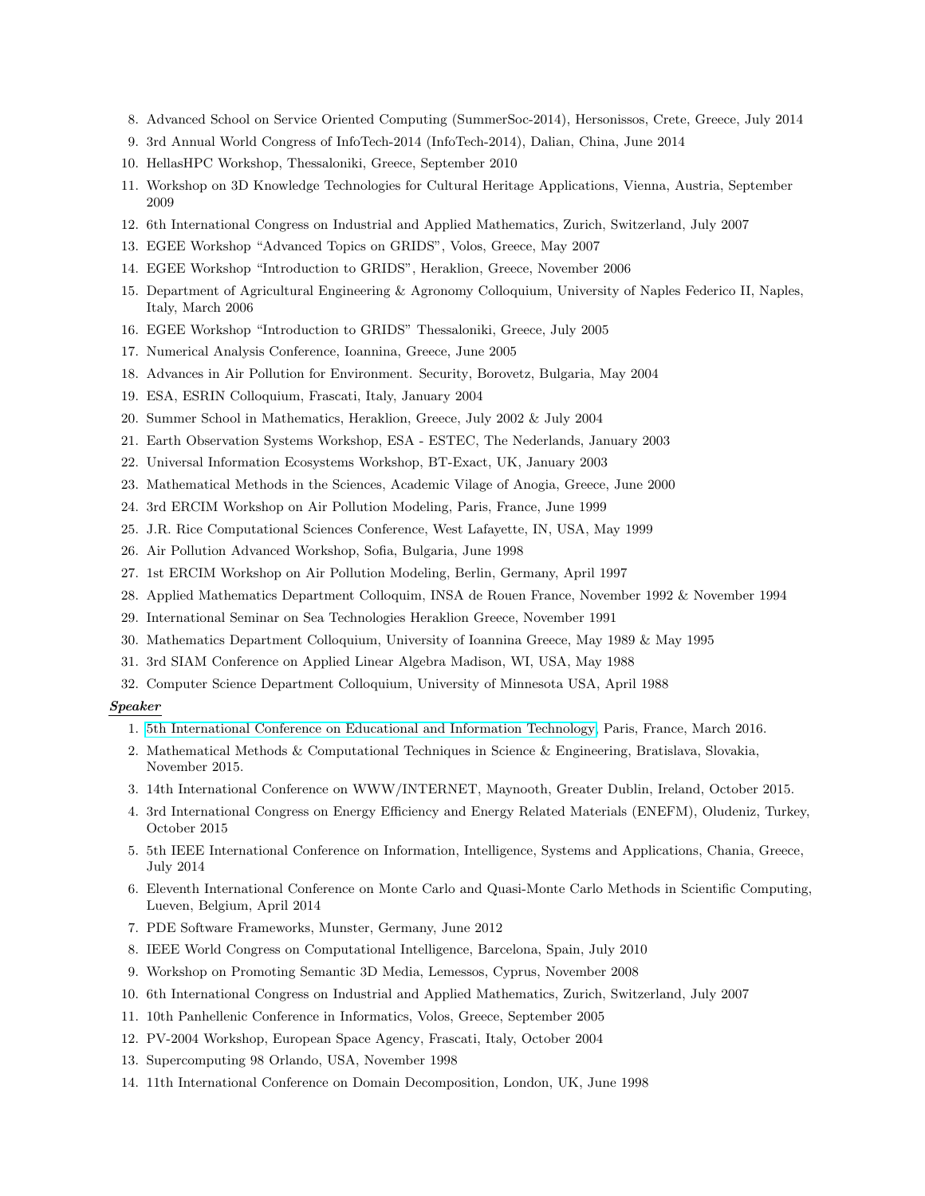8. Advanced School on Service Oriented Computing (SummerSoc-2014), Hersonissos, Crete, Greece, July 2014
9. 3rd Annual World Congress of InfoTech-2014 (InfoTech-2014), Dalian, China, June 2014
10. HellasHPC Workshop, Thessaloniki, Greece, September 2010
11. Workshop on 3D Knowledge Technologies for Cultural Heritage Applications, Vienna, Austria, September 2009
12. 6th International Congress on Industrial and Applied Mathematics, Zurich, Switzerland, July 2007
13. EGEE Workshop "Advanced Topics on GRIDS", Volos, Greece, May 2007
14. EGEE Workshop "Introduction to GRIDS", Heraklion, Greece, November 2006
15. Department of Agricultural Engineering & Agronomy Colloquium, University of Naples Federico II, Naples, Italy, March 2006
16. EGEE Workshop "Introduction to GRIDS" Thessaloniki, Greece, July 2005
17. Numerical Analysis Conference, Ioannina, Greece, June 2005
18. Advances in Air Pollution for Environment. Security, Borovetz, Bulgaria, May 2004
19. ESA, ESRIN Colloquium, Frascati, Italy, January 2004
20. Summer School in Mathematics, Heraklion, Greece, July 2002 & July 2004
21. Earth Observation Systems Workshop, ESA - ESTEC, The Nederlands, January 2003
22. Universal Information Ecosystems Workshop, BT-Exact, UK, January 2003
23. Mathematical Methods in the Sciences, Academic Vilage of Anogia, Greece, June 2000
24. 3rd ERCIM Workshop on Air Pollution Modeling, Paris, France, June 1999
25. J.R. Rice Computational Sciences Conference, West Lafayette, IN, USA, May 1999
26. Air Pollution Advanced Workshop, Sofia, Bulgaria, June 1998
27. 1st ERCIM Workshop on Air Pollution Modeling, Berlin, Germany, April 1997
28. Applied Mathematics Department Colloquim, INSA de Rouen France, November 1992 & November 1994
29. International Seminar on Sea Technologies Heraklion Greece, November 1991
30. Mathematics Department Colloquium, University of Ioannina Greece, May 1989 & May 1995
31. 3rd SIAM Conference on Applied Linear Algebra Madison, WI, USA, May 1988
32. Computer Science Department Colloquium, University of Minnesota USA, April 1988

***Speaker***

1. 5th International Conference on Educational and Information Technology, Paris, France, March 2016.
2. Mathematical Methods & Computational Techniques in Science & Engineering, Bratislava, Slovakia, November 2015.
3. 14th International Conference on WWW/INTERNET, Maynooth, Greater Dublin, Ireland, October 2015.
4. 3rd International Congress on Energy Efficiency and Energy Related Materials (ENEFM), Oludeniz, Turkey, October 2015
5. 5th IEEE International Conference on Information, Intelligence, Systems and Applications, Chania, Greece, July 2014
6. Eleventh International Conference on Monte Carlo and Quasi-Monte Carlo Methods in Scientific Computing, Lueven, Belgium, April 2014
7. PDE Software Frameworks, Munster, Germany, June 2012
8. IEEE World Congress on Computational Intelligence, Barcelona, Spain, July 2010
9. Workshop on Promoting Semantic 3D Media, Lemessos, Cyprus, November 2008
10. 6th International Congress on Industrial and Applied Mathematics, Zurich, Switzerland, July 2007
11. 10th Panhellenic Conference in Informatics, Volos, Greece, September 2005
12. PV-2004 Workshop, European Space Agency, Frascati, Italy, October 2004
13. Supercomputing 98 Orlando, USA, November 1998
14. 11th International Conference on Domain Decomposition, London, UK, June 1998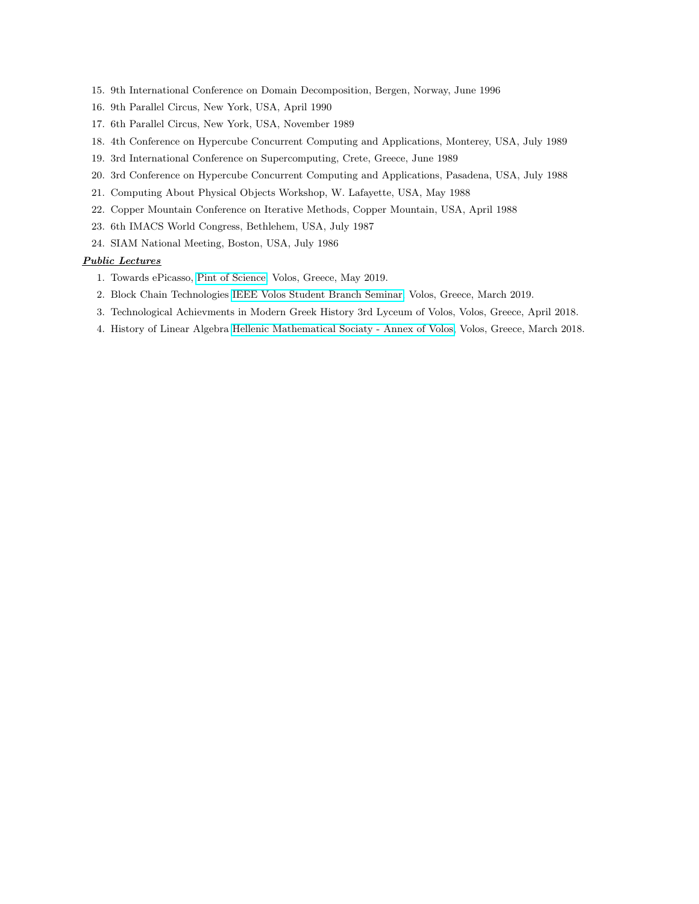15. 9th International Conference on Domain Decomposition, Bergen, Norway, June 1996
16. 9th Parallel Circus, New York, USA, April 1990
17. 6th Parallel Circus, New York, USA, November 1989
18. 4th Conference on Hypercube Concurrent Computing and Applications, Monterey, USA, July 1989
19. 3rd International Conference on Supercomputing, Crete, Greece, June 1989
20. 3rd Conference on Hypercube Concurrent Computing and Applications, Pasadena, USA, July 1988
21. Computing About Physical Objects Workshop, W. Lafayette, USA, May 1988
22. Copper Mountain Conference on Iterative Methods, Copper Mountain, USA, April 1988
23. 6th IMACS World Congress, Bethlehem, USA, July 1987
24. SIAM National Meeting, Boston, USA, July 1986

***Public Lectures***

1. Towards ePicasso, Pint of Science, Volos, Greece, May 2019.
2. Block Chain Technologies IEEE Volos Student Branch Seminar, Volos, Greece, March 2019.
3. Technological Achievments in Modern Greek History 3rd Lyceum of Volos, Volos, Greece, April 2018.
4. History of Linear Algebra Hellenic Mathematical Sociaty - Annex of Volos, Volos, Greece, March 2018.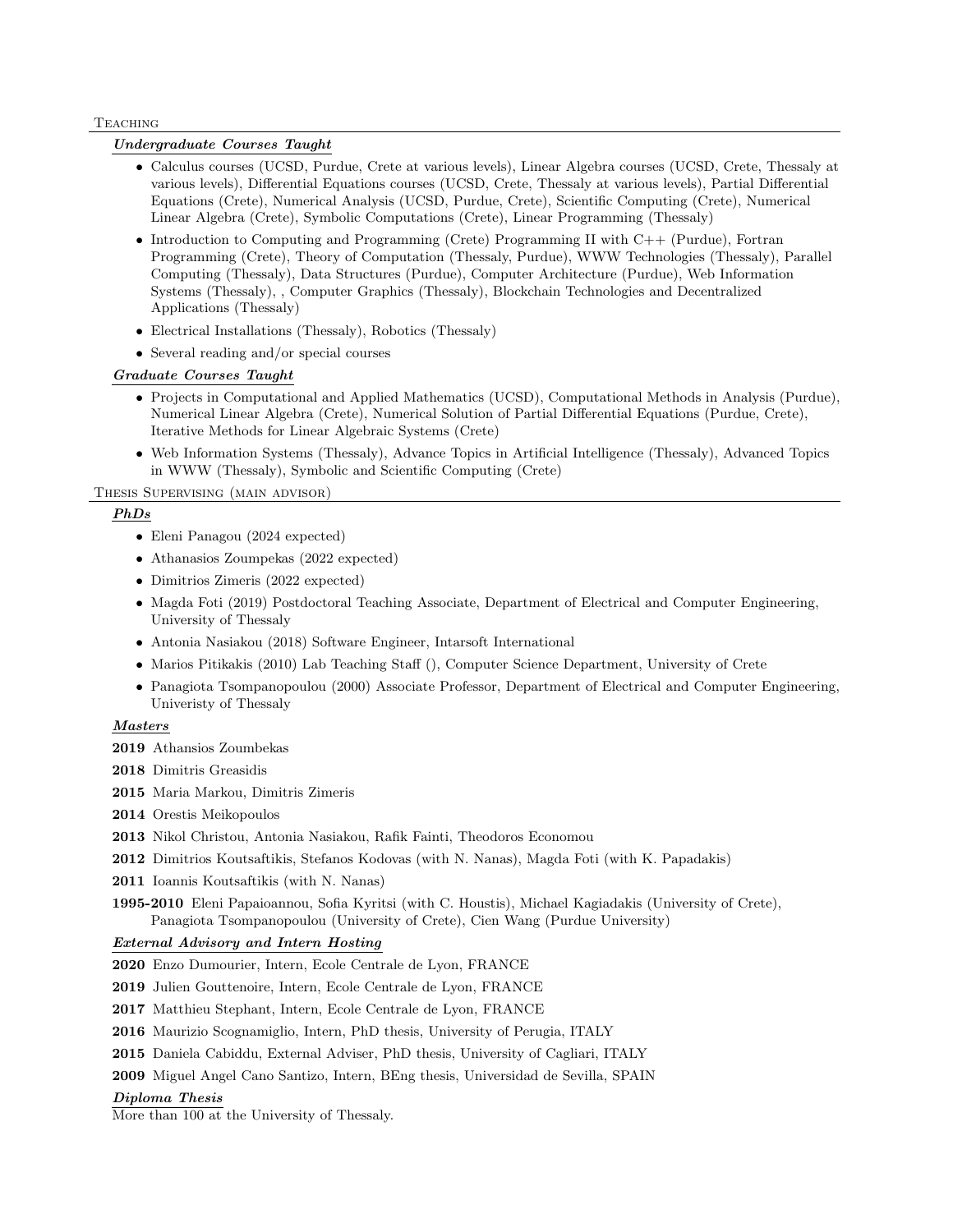## Teaching

### ***Undergraduate Courses Taught***

- Calculus courses (UCSD, Purdue, Crete at various levels), Linear Algebra courses (UCSD, Crete, Thessaly at various levels), Differential Equations courses (UCSD, Crete, Thessaly at various levels), Partial Differential Equations (Crete), Numerical Analysis (UCSD, Purdue, Crete), Scientific Computing (Crete), Numerical Linear Algebra (Crete), Symbolic Computations (Crete), Linear Programming (Thessaly)
- Introduction to Computing and Programming (Crete) Programming II with C++ (Purdue), Fortran Programming (Crete), Theory of Computation (Thessaly, Purdue), WWW Technologies (Thessaly), Parallel Computing (Thessaly), Data Structures (Purdue), Computer Architecture (Purdue), Web Information Systems (Thessaly), , Computer Graphics (Thessaly), Blockchain Technologies and Decentralized Applications (Thessaly)
- Electrical Installations (Thessaly), Robotics (Thessaly)
- Several reading and/or special courses

### ***Graduate Courses Taught***

- Projects in Computational and Applied Mathematics (UCSD), Computational Methods in Analysis (Purdue), Numerical Linear Algebra (Crete), Numerical Solution of Partial Differential Equations (Purdue, Crete), Iterative Methods for Linear Algebraic Systems (Crete)
- Web Information Systems (Thessaly), Advance Topics in Artificial Intelligence (Thessaly), Advanced Topics in WWW (Thessaly), Symbolic and Scientific Computing (Crete)

## Thesis Supervising (main advisor)

### ***PhDs***

- Eleni Panagou (2024 expected)
- Athanasios Zoumpekas (2022 expected)
- Dimitrios Zimeris (2022 expected)
- Magda Foti (2019) Postdoctoral Teaching Associate, Department of Electrical and Computer Engineering, University of Thessaly
- Antonia Nasiakou (2018) Software Engineer, Intarsoft International
- Marios Pitikakis (2010) Lab Teaching Staff (), Computer Science Department, University of Crete
- Panagiota Tsompanopoulou (2000) Associate Professor, Department of Electrical and Computer Engineering, Univeristy of Thessaly

### ***Masters***

**2019** Athansios Zoumbekas

**2018** Dimitris Greasidis

**2015** Maria Markou, Dimitris Zimeris

**2014** Orestis Meikopoulos

**2013** Nikol Christou, Antonia Nasiakou, Rafik Fainti, Theodoros Economou

**2012** Dimitrios Koutsaftikis, Stefanos Kodovas (with N. Nanas), Magda Foti (with K. Papadakis)

**2011** Ioannis Koutsaftikis (with N. Nanas)

**1995-2010** Eleni Papaioannou, Sofia Kyritsi (with C. Houstis), Michael Kagiadakis (University of Crete), Panagiota Tsompanopoulou (University of Crete), Cien Wang (Purdue University)

### ***External Advisory and Intern Hosting***

**2020** Enzo Dumourier, Intern, Ecole Centrale de Lyon, FRANCE

**2019** Julien Gouttenoire, Intern, Ecole Centrale de Lyon, FRANCE

**2017** Matthieu Stephant, Intern, Ecole Centrale de Lyon, FRANCE

**2016** Maurizio Scognamiglio, Intern, PhD thesis, University of Perugia, ITALY

**2015** Daniela Cabiddu, External Adviser, PhD thesis, University of Cagliari, ITALY

**2009** Miguel Angel Cano Santizo, Intern, BEng thesis, Universidad de Sevilla, SPAIN

### ***Diploma Thesis***

More than 100 at the University of Thessaly.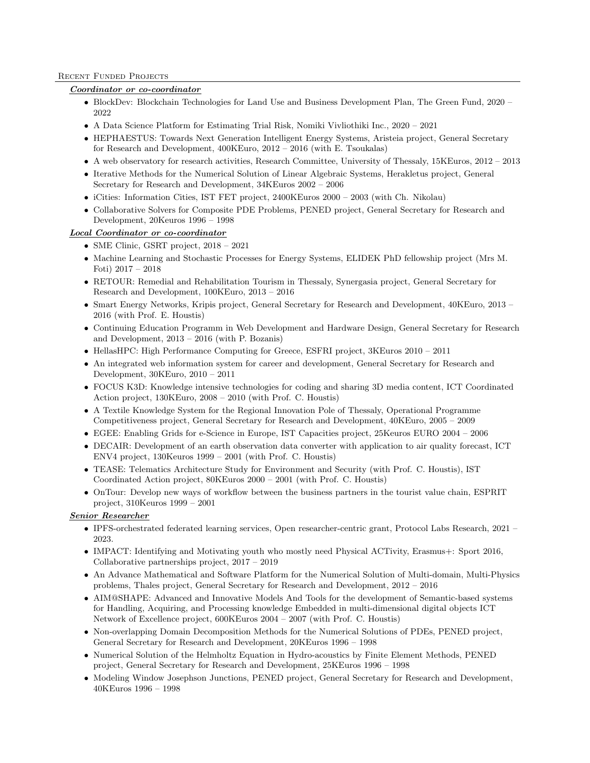## Recent Funded Projects

***Coordinator or co-coordinator***

- BlockDev: Blockchain Technologies for Land Use and Business Development Plan, The Green Fund, 2020 – 2022
- A Data Science Platform for Estimating Trial Risk, Nomiki Vivliothiki Inc., 2020 – 2021
- HEPHAESTUS: Towards Next Generation Intelligent Energy Systems, Aristeia project, General Secretary for Research and Development, 400KEuro, 2012 – 2016 (with E. Tsoukalas)
- A web observatory for research activities, Research Committee, University of Thessaly, 15KEuros, 2012 – 2013
- Iterative Methods for the Numerical Solution of Linear Algebraic Systems, Herakletus project, General Secretary for Research and Development, 34KEuros 2002 – 2006
- iCities: Information Cities, IST FET project, 2400KEuros 2000 – 2003 (with Ch. Nikolau)
- Collaborative Solvers for Composite PDE Problems, PENED project, General Secretary for Research and Development, 20Keuros 1996 – 1998

***Local Coordinator or co-coordinator***

- SME Clinic, GSRT project, 2018 – 2021
- Machine Learning and Stochastic Processes for Energy Systems, ELIDEK PhD fellowship project (Mrs M. Foti) 2017 – 2018
- RETOUR: Remedial and Rehabilitation Tourism in Thessaly, Synergasia project, General Secretary for Research and Development, 100KEuro, 2013 – 2016
- Smart Energy Networks, Kripis project, General Secretary for Research and Development, 40KEuro, 2013 – 2016 (with Prof. E. Houstis)
- Continuing Education Programm in Web Development and Hardware Design, General Secretary for Research and Development, 2013 – 2016 (with P. Bozanis)
- HellasHPC: High Performance Computing for Greece, ESFRI project, 3KEuros 2010 – 2011
- An integrated web information system for career and development, General Secretary for Research and Development, 30KEuro, 2010 – 2011
- FOCUS K3D: Knowledge intensive technologies for coding and sharing 3D media content, ICT Coordinated Action project, 130KEuro, 2008 – 2010 (with Prof. C. Houstis)
- A Textile Knowledge System for the Regional Innovation Pole of Thessaly, Operational Programme Competitiveness project, General Secretary for Research and Development, 40KEuro, 2005 – 2009
- EGEE: Enabling Grids for e-Science in Europe, IST Capacities project, 25Keuros EURO 2004 – 2006
- DECAIR: Development of an earth observation data converter with application to air quality forecast, ICT ENV4 project, 130Keuros 1999 – 2001 (with Prof. C. Houstis)
- TEASE: Telematics Architecture Study for Environment and Security (with Prof. C. Houstis), IST Coordinated Action project, 80KEuros 2000 – 2001 (with Prof. C. Houstis)
- OnTour: Develop new ways of workflow between the business partners in the tourist value chain, ESPRIT project, 310Keuros 1999 – 2001

***Senior Researcher***

- IPFS-orchestrated federated learning services, Open researcher-centric grant, Protocol Labs Research, 2021 – 2023.
- IMPACT: Identifying and Motivating youth who mostly need Physical ACTivity, Erasmus+: Sport 2016, Collaborative partnerships project, 2017 – 2019
- An Advance Mathematical and Software Platform for the Numerical Solution of Multi-domain, Multi-Physics problems, Thales project, General Secretary for Research and Development, 2012 – 2016
- AIM@SHAPE: Advanced and Innovative Models And Tools for the development of Semantic-based systems for Handling, Acquiring, and Processing knowledge Embedded in multi-dimensional digital objects ICT Network of Excellence project, 600KEuros 2004 – 2007 (with Prof. C. Houstis)
- Non-overlapping Domain Decomposition Methods for the Numerical Solutions of PDEs, PENED project, General Secretary for Research and Development, 20KEuros 1996 – 1998
- Numerical Solution of the Helmholtz Equation in Hydro-acoustics by Finite Element Methods, PENED project, General Secretary for Research and Development, 25KEuros 1996 – 1998
- Modeling Window Josephson Junctions, PENED project, General Secretary for Research and Development, 40KEuros 1996 – 1998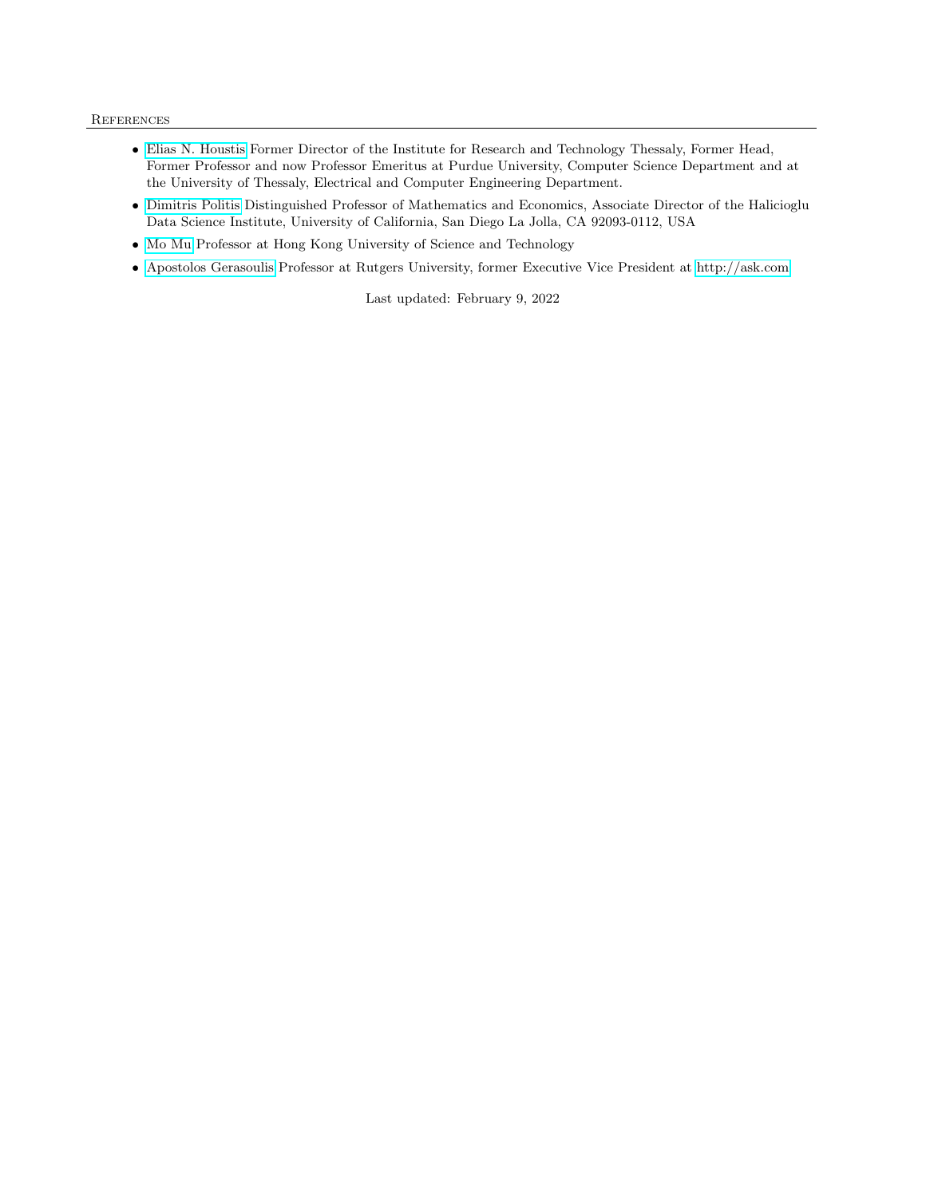## References

- Elias N. Houstis Former Director of the Institute for Research and Technology Thessaly, Former Head, Former Professor and now Professor Emeritus at Purdue University, Computer Science Department and at the University of Thessaly, Electrical and Computer Engineering Department.
- Dimitris Politis Distinguished Professor of Mathematics and Economics, Associate Director of the Halicioglu Data Science Institute, University of California, San Diego La Jolla, CA 92093-0112, USA
- Mo Mu Professor at Hong Kong University of Science and Technology
- Apostolos Gerasoulis Professor at Rutgers University, former Executive Vice President at http://ask.com

Last updated: February 9, 2022